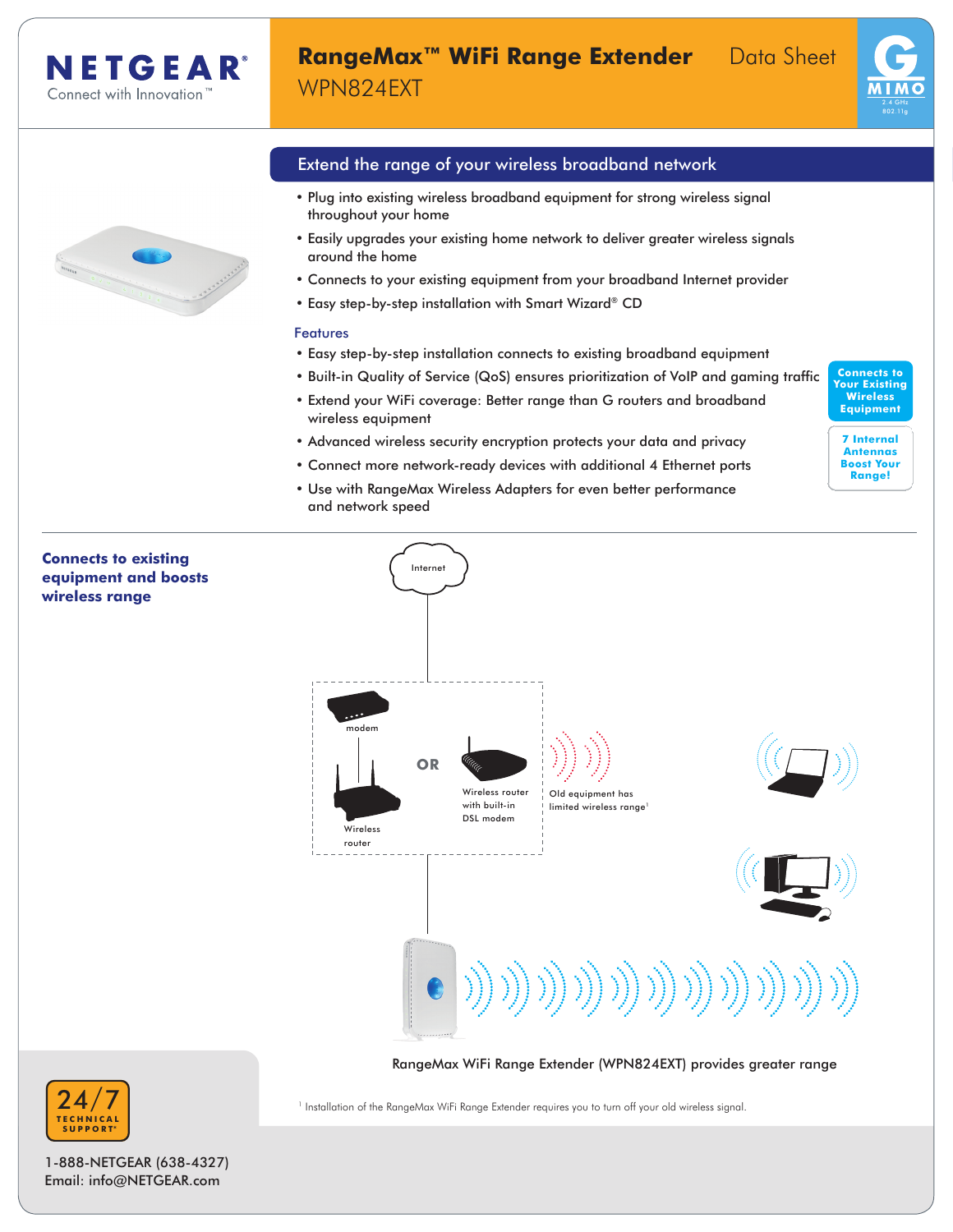# NETGEAR

Connect with Innovation™

## RangeMax™ WiFi Range Extender WPN824EXT

Data Sheet

G MIMO 2.4 GHz 802.11g

### Extend the range of your wireless broadband network

- Plug into existing wireless broadband equipment for strong wireless signal throughout your home
- Easily upgrades your existing home network to deliver greater wireless signals around the home
- Connects to your existing equipment from your broadband Internet provider
- Easy step-by-step installation with Smart Wizard® CD

### Features

- Easy step-by-step installation connects to existing broadband equipment
- Built-in Quality of Service (QoS) ensures prioritization of VoIP and gaming traffic
- Extend your WiFi coverage: Better range than G routers and broadband wireless equipment
- Advanced wireless security encryption protects your data and privacy
- Connect more network-ready devices with additional 4 Ethernet ports
- Use with RangeMax Wireless Adapters for even better performance and network speed

**Connects to Your Existing Wireless Equipment**

**7 Internal Antennas Boost Your Range!**

**Connects to existing equipment and boosts wireless range**

Internet

modem

OR

Wireless router

Wireless router with built-in DSL modem

Old equipment has limited wireless range[1]

RangeMax WiFi Range Extender (WPN824EXT) provides greater range

[1] Installation of the RangeMax WiFi Range Extender requires you to turn off your old wireless signal.

24/7 TECHNICAL SUPPORT*

1-888-NETGEAR (638-4327)
Email: info@NETGEAR.com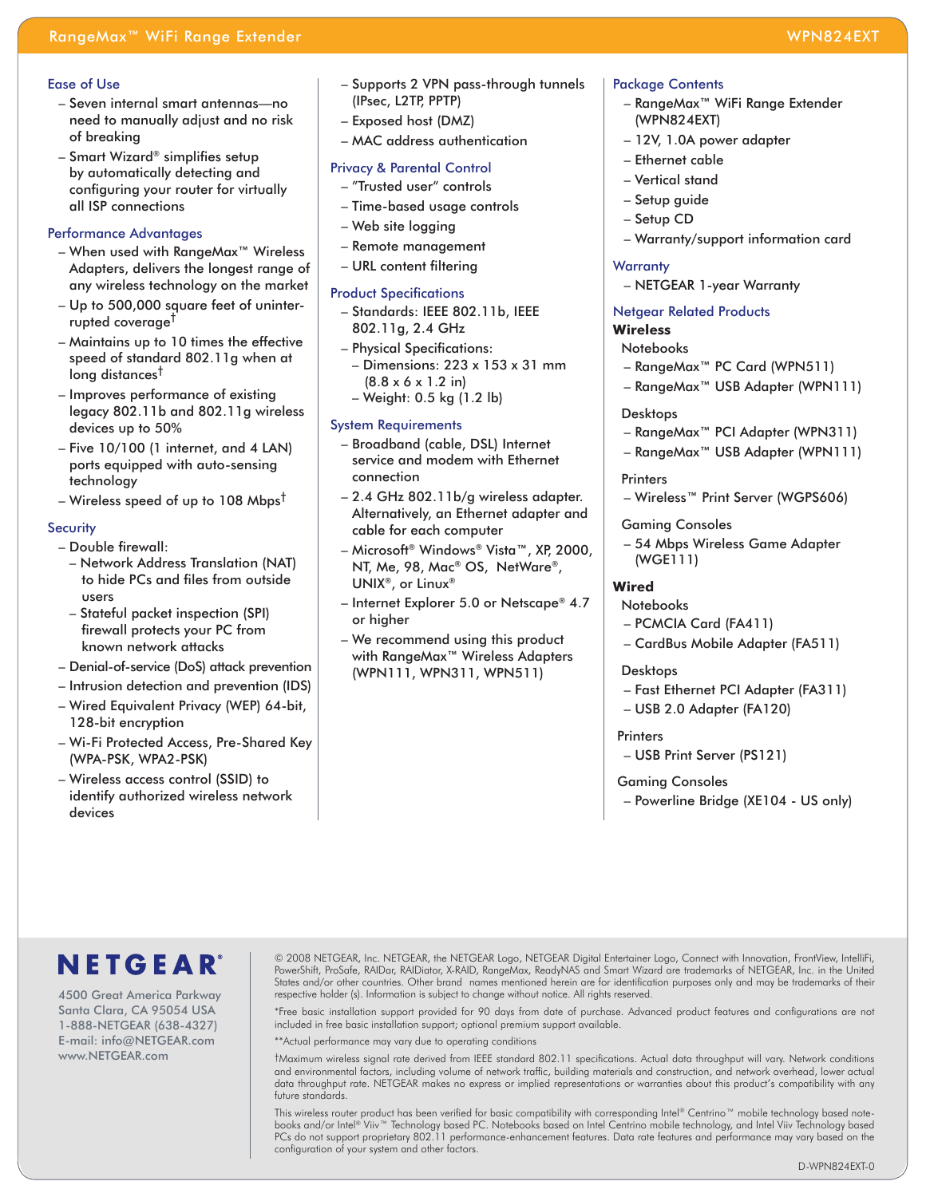## Ease of Use

- Seven internal smart antennas—no need to manually adjust and no risk of breaking
- Smart Wizard® simplifies setup by automatically detecting and configuring your router for virtually all ISP connections

## Performance Advantages

- When used with RangeMax™ Wireless Adapters, delivers the longest range of any wireless technology on the market
- Up to 500,000 square feet of uninterrupted coverage†
- Maintains up to 10 times the effective speed of standard 802.11g when at long distances†
- Improves performance of existing legacy 802.11b and 802.11g wireless devices up to 50%
- Five 10/100 (1 internet, and 4 LAN) ports equipped with auto-sensing technology
- Wireless speed of up to 108 Mbps†

## Security

- Double firewall:
  - Network Address Translation (NAT) to hide PCs and files from outside users
  - Stateful packet inspection (SPI) firewall protects your PC from known network attacks
- Denial-of-service (DoS) attack prevention
- Intrusion detection and prevention (IDS)
- Wired Equivalent Privacy (WEP) 64-bit, 128-bit encryption
- Wi-Fi Protected Access, Pre-Shared Key (WPA-PSK, WPA2-PSK)
- Wireless access control (SSID) to identify authorized wireless network devices
- Supports 2 VPN pass-through tunnels (IPsec, L2TP, PPTP)
- Exposed host (DMZ)
- MAC address authentication

## Privacy & Parental Control

- "Trusted user" controls
- Time-based usage controls
- Web site logging
- Remote management
- URL content filtering

## Product Specifications

- Standards: IEEE 802.11b, IEEE 802.11g, 2.4 GHz
- Physical Specifications:
  - Dimensions: 223 x 153 x 31 mm (8.8 x 6 x 1.2 in)
  - Weight: 0.5 kg (1.2 lb)

## System Requirements

- Broadband (cable, DSL) Internet service and modem with Ethernet connection
- 2.4 GHz 802.11b/g wireless adapter. Alternatively, an Ethernet adapter and cable for each computer
- Microsoft® Windows® Vista™, XP, 2000, NT, Me, 98, Mac® OS, NetWare®, UNIX®, or Linux®
- Internet Explorer 5.0 or Netscape® 4.7 or higher
- We recommend using this product with RangeMax™ Wireless Adapters (WPN111, WPN311, WPN511)

## Package Contents

- RangeMax™ WiFi Range Extender (WPN824EXT)
- 12V, 1.0A power adapter
- Ethernet cable
- Vertical stand
- Setup guide
- Setup CD
- Warranty/support information card

## Warranty

- NETGEAR 1-year Warranty

## Netgear Related Products

**Wireless**

Notebooks
- RangeMax™ PC Card (WPN511)
- RangeMax™ USB Adapter (WPN111)

Desktops
- RangeMax™ PCI Adapter (WPN311)
- RangeMax™ USB Adapter (WPN111)

Printers
- Wireless™ Print Server (WGPS606)

Gaming Consoles
- 54 Mbps Wireless Game Adapter (WGE111)

**Wired**

Notebooks
- PCMCIA Card (FA411)
- CardBus Mobile Adapter (FA511)

Desktops
- Fast Ethernet PCI Adapter (FA311)
- USB 2.0 Adapter (FA120)

Printers
- USB Print Server (PS121)

Gaming Consoles
- Powerline Bridge (XE104 - US only)

---

**NETGEAR®**

4500 Great America Parkway
Santa Clara, CA 95054 USA
1-888-NETGEAR (638-4327)
E-mail: info@NETGEAR.com
www.NETGEAR.com

© 2008 NETGEAR, Inc. NETGEAR, the NETGEAR Logo, NETGEAR Digital Entertainer Logo, Connect with Innovation, FrontView, IntelliFi, PowerShift, ProSafe, RAIDar, RAIDiator, X-RAID, RangeMax, ReadyNAS and Smart Wizard are trademarks of NETGEAR, Inc. in the United States and/or other countries. Other brand names mentioned herein are for identification purposes only and may be trademarks of their respective holder (s). Information is subject to change without notice. All rights reserved.

*Free basic installation support provided for 90 days from date of purchase. Advanced product features and configurations are not included in free basic installation support; optional premium support available.

**Actual performance may vary due to operating conditions

†Maximum wireless signal rate derived from IEEE standard 802.11 specifications. Actual data throughput will vary. Network conditions and environmental factors, including volume of network traffic, building materials and construction, and network overhead, lower actual data throughput rate. NETGEAR makes no express or implied representations or warranties about this product's compatibility with any future standards.

This wireless router product has been verified for basic compatibility with corresponding Intel® Centrino™ mobile technology based notebooks and/or Intel® Viiv™ Technology based PC. Notebooks based on Intel Centrino mobile technology, and Intel Viiv Technology based PCs do not support proprietary 802.11 performance-enhancement features. Data rate features and performance may vary based on the configuration of your system and other factors.

D-WPN824EXT-0